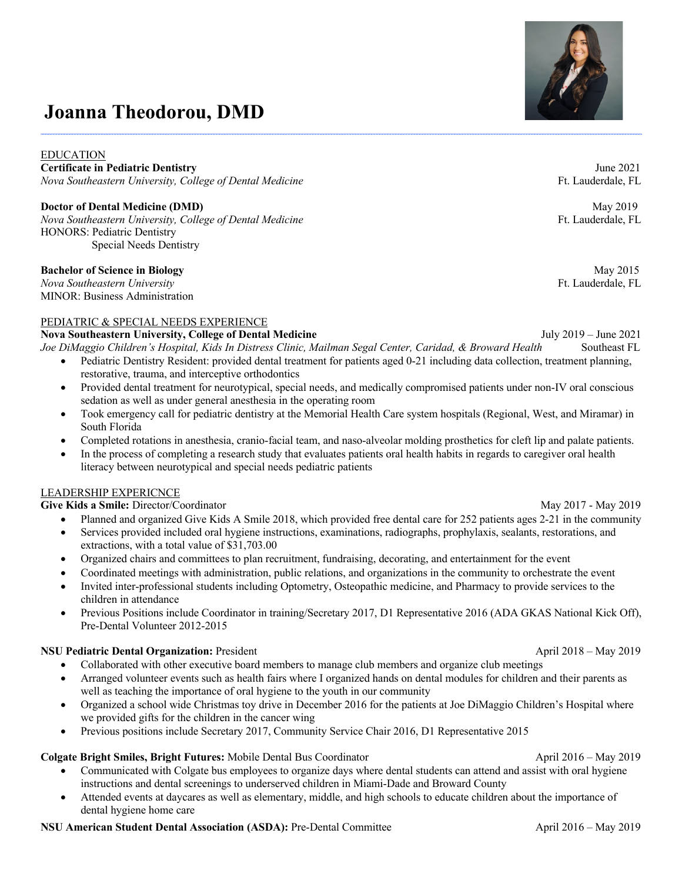# Joanna Theodorou, DMD

## EDUCATION

**Certificate in Pediatric Dentistry** — June 2021
*Nova Southeastern University, College of Dental Medicine* — Ft. Lauderdale, FL

**Doctor of Dental Medicine (DMD)** — May 2019
*Nova Southeastern University, College of Dental Medicine* — Ft. Lauderdale, FL
HONORS: Pediatric Dentistry
Special Needs Dentistry

**Bachelor of Science in Biology** — May 2015
*Nova Southeastern University* — Ft. Lauderdale, FL
MINOR: Business Administration

## PEDIATRIC & SPECIAL NEEDS EXPERIENCE

**Nova Southeastern University, College of Dental Medicine** — July 2019 – June 2021
*Joe DiMaggio Children's Hospital, Kids In Distress Clinic, Mailman Segal Center, Caridad, & Broward Health* — Southeast FL

- Pediatric Dentistry Resident: provided dental treatment for patients aged 0-21 including data collection, treatment planning, restorative, trauma, and interceptive orthodontics
- Provided dental treatment for neurotypical, special needs, and medically compromised patients under non-IV oral conscious sedation as well as under general anesthesia in the operating room
- Took emergency call for pediatric dentistry at the Memorial Health Care system hospitals (Regional, West, and Miramar) in South Florida
- Completed rotations in anesthesia, cranio-facial team, and naso-alveolar molding prosthetics for cleft lip and palate patients.
- In the process of completing a research study that evaluates patients oral health habits in regards to caregiver oral health literacy between neurotypical and special needs pediatric patients

## LEADERSHIP EXPERICNCE

**Give Kids a Smile:** Director/Coordinator — May 2017 - May 2019

- Planned and organized Give Kids A Smile 2018, which provided free dental care for 252 patients ages 2-21 in the community
- Services provided included oral hygiene instructions, examinations, radiographs, prophylaxis, sealants, restorations, and extractions, with a total value of $31,703.00
- Organized chairs and committees to plan recruitment, fundraising, decorating, and entertainment for the event
- Coordinated meetings with administration, public relations, and organizations in the community to orchestrate the event
- Invited inter-professional students including Optometry, Osteopathic medicine, and Pharmacy to provide services to the children in attendance
- Previous Positions include Coordinator in training/Secretary 2017, D1 Representative 2016 (ADA GKAS National Kick Off), Pre-Dental Volunteer 2012-2015

**NSU Pediatric Dental Organization:** President — April 2018 – May 2019

- Collaborated with other executive board members to manage club members and organize club meetings
- Arranged volunteer events such as health fairs where I organized hands on dental modules for children and their parents as well as teaching the importance of oral hygiene to the youth in our community
- Organized a school wide Christmas toy drive in December 2016 for the patients at Joe DiMaggio Children's Hospital where we provided gifts for the children in the cancer wing
- Previous positions include Secretary 2017, Community Service Chair 2016, D1 Representative 2015

**Colgate Bright Smiles, Bright Futures:** Mobile Dental Bus Coordinator — April 2016 – May 2019

- Communicated with Colgate bus employees to organize days where dental students can attend and assist with oral hygiene instructions and dental screenings to underserved children in Miami-Dade and Broward County
- Attended events at daycares as well as elementary, middle, and high schools to educate children about the importance of dental hygiene home care

**NSU American Student Dental Association (ASDA):** Pre-Dental Committee — April 2016 – May 2019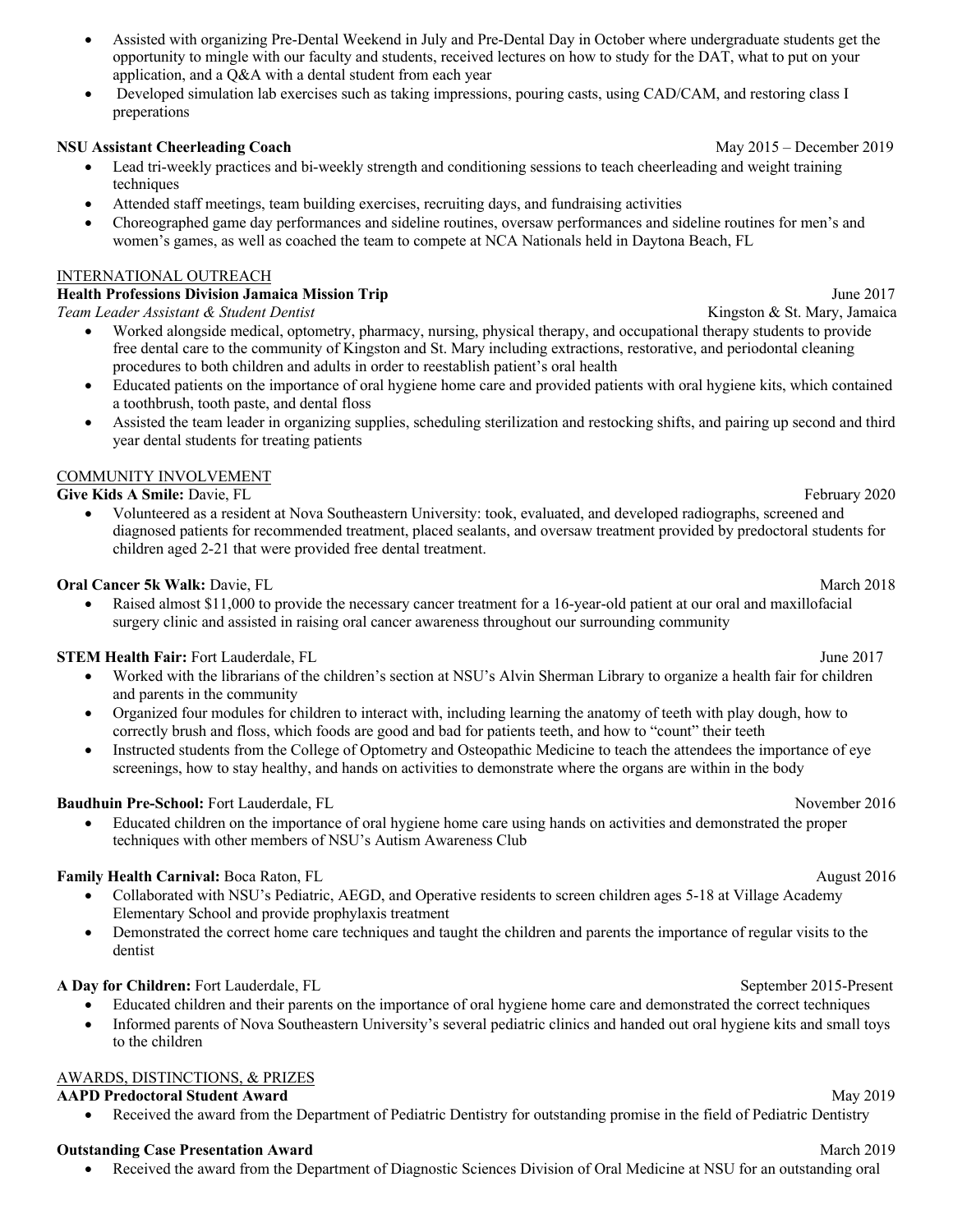- Assisted with organizing Pre-Dental Weekend in July and Pre-Dental Day in October where undergraduate students get the opportunity to mingle with our faculty and students, received lectures on how to study for the DAT, what to put on your application, and a Q&A with a dental student from each year
- Developed simulation lab exercises such as taking impressions, pouring casts, using CAD/CAM, and restoring class I preperations

**NSU Assistant Cheerleading Coach** May 2015 – December 2019

- Lead tri-weekly practices and bi-weekly strength and conditioning sessions to teach cheerleading and weight training techniques
- Attended staff meetings, team building exercises, recruiting days, and fundraising activities
- Choreographed game day performances and sideline routines, oversaw performances and sideline routines for men's and women's games, as well as coached the team to compete at NCA Nationals held in Daytona Beach, FL

## INTERNATIONAL OUTREACH

**Health Professions Division Jamaica Mission Trip** June 2017

*Team Leader Assistant & Student Dentist* Kingston & St. Mary, Jamaica

- Worked alongside medical, optometry, pharmacy, nursing, physical therapy, and occupational therapy students to provide free dental care to the community of Kingston and St. Mary including extractions, restorative, and periodontal cleaning procedures to both children and adults in order to reestablish patient's oral health
- Educated patients on the importance of oral hygiene home care and provided patients with oral hygiene kits, which contained a toothbrush, tooth paste, and dental floss
- Assisted the team leader in organizing supplies, scheduling sterilization and restocking shifts, and pairing up second and third year dental students for treating patients

## COMMUNITY INVOLVEMENT

**Give Kids A Smile:** Davie, FL February 2020

- Volunteered as a resident at Nova Southeastern University: took, evaluated, and developed radiographs, screened and diagnosed patients for recommended treatment, placed sealants, and oversaw treatment provided by predoctoral students for children aged 2-21 that were provided free dental treatment.

**Oral Cancer 5k Walk:** Davie, FL March 2018

- Raised almost $11,000 to provide the necessary cancer treatment for a 16-year-old patient at our oral and maxillofacial surgery clinic and assisted in raising oral cancer awareness throughout our surrounding community

**STEM Health Fair:** Fort Lauderdale, FL June 2017

- Worked with the librarians of the children's section at NSU's Alvin Sherman Library to organize a health fair for children and parents in the community
- Organized four modules for children to interact with, including learning the anatomy of teeth with play dough, how to correctly brush and floss, which foods are good and bad for patients teeth, and how to "count" their teeth
- Instructed students from the College of Optometry and Osteopathic Medicine to teach the attendees the importance of eye screenings, how to stay healthy, and hands on activities to demonstrate where the organs are within in the body

**Baudhuin Pre-School:** Fort Lauderdale, FL November 2016

- Educated children on the importance of oral hygiene home care using hands on activities and demonstrated the proper techniques with other members of NSU's Autism Awareness Club

**Family Health Carnival:** Boca Raton, FL August 2016

- Collaborated with NSU's Pediatric, AEGD, and Operative residents to screen children ages 5-18 at Village Academy Elementary School and provide prophylaxis treatment
- Demonstrated the correct home care techniques and taught the children and parents the importance of regular visits to the dentist

**A Day for Children:** Fort Lauderdale, FL September 2015-Present

- Educated children and their parents on the importance of oral hygiene home care and demonstrated the correct techniques
- Informed parents of Nova Southeastern University's several pediatric clinics and handed out oral hygiene kits and small toys to the children

## AWARDS, DISTINCTIONS, & PRIZES

**AAPD Predoctoral Student Award** May 2019

- Received the award from the Department of Pediatric Dentistry for outstanding promise in the field of Pediatric Dentistry

**Outstanding Case Presentation Award** March 2019

- Received the award from the Department of Diagnostic Sciences Division of Oral Medicine at NSU for an outstanding oral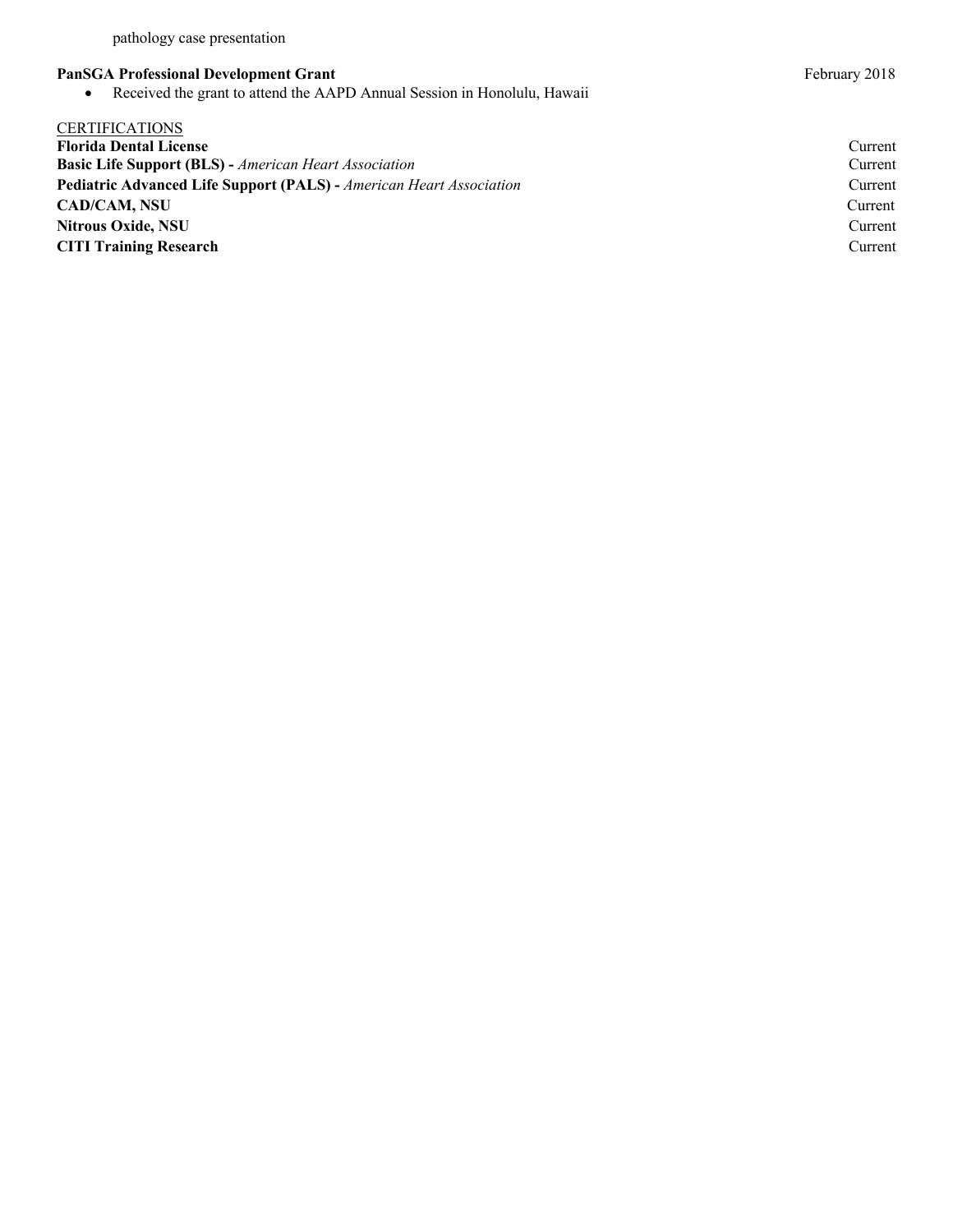pathology case presentation

**PanSGA Professional Development Grant** February 2018

- Received the grant to attend the AAPD Annual Session in Honolulu, Hawaii

CERTIFICATIONS

**Florida Dental License** Current

**Basic Life Support (BLS) -** *American Heart Association* Current

**Pediatric Advanced Life Support (PALS) -** *American Heart Association* Current

**CAD/CAM, NSU** Current

**Nitrous Oxide, NSU** Current

**CITI Training Research** Current